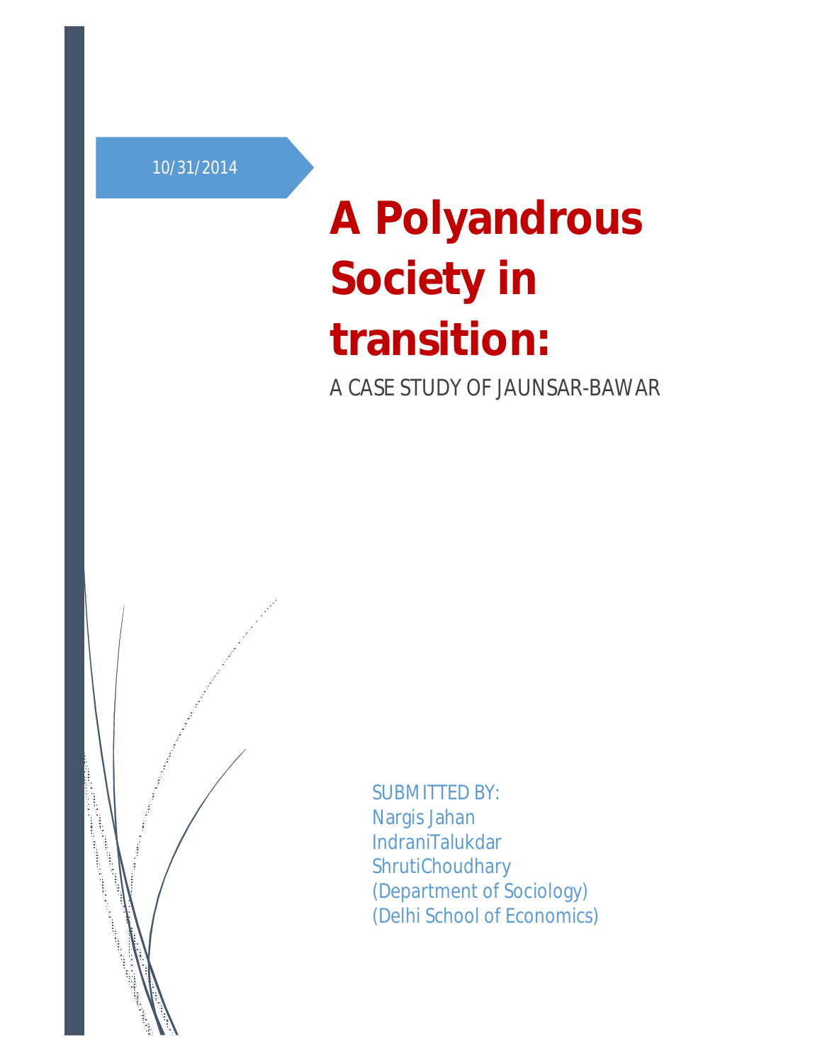10/31/2014

# A Polyandrous Society in transition:

A CASE STUDY OF JAUNSAR-BAWAR

SUBMITTED BY:
Nargis Jahan
IndraniTalukdar
ShrutiChoudhary
(Department of Sociology)
(Delhi School of Economics)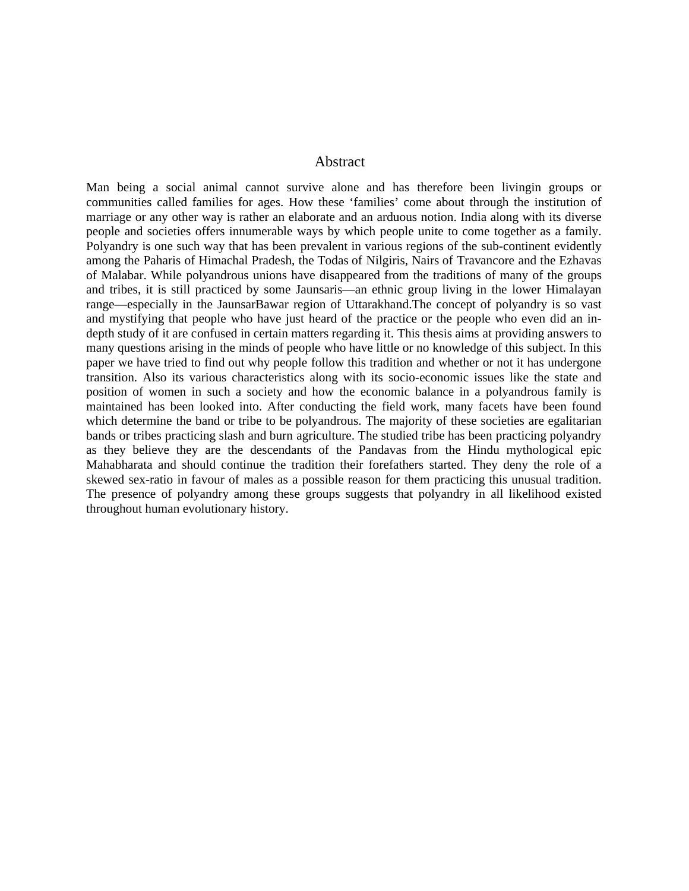# Abstract

Man being a social animal cannot survive alone and has therefore been livingin groups or communities called families for ages. How these 'families' come about through the institution of marriage or any other way is rather an elaborate and an arduous notion. India along with its diverse people and societies offers innumerable ways by which people unite to come together as a family. Polyandry is one such way that has been prevalent in various regions of the sub-continent evidently among the Paharis of Himachal Pradesh, the Todas of Nilgiris, Nairs of Travancore and the Ezhavas of Malabar. While polyandrous unions have disappeared from the traditions of many of the groups and tribes, it is still practiced by some Jaunsaris—an ethnic group living in the lower Himalayan range—especially in the JaunsarBawar region of Uttarakhand.The concept of polyandry is so vast and mystifying that people who have just heard of the practice or the people who even did an in-depth study of it are confused in certain matters regarding it. This thesis aims at providing answers to many questions arising in the minds of people who have little or no knowledge of this subject. In this paper we have tried to find out why people follow this tradition and whether or not it has undergone transition. Also its various characteristics along with its socio-economic issues like the state and position of women in such a society and how the economic balance in a polyandrous family is maintained has been looked into. After conducting the field work, many facets have been found which determine the band or tribe to be polyandrous. The majority of these societies are egalitarian bands or tribes practicing slash and burn agriculture. The studied tribe has been practicing polyandry as they believe they are the descendants of the Pandavas from the Hindu mythological epic Mahabharata and should continue the tradition their forefathers started. They deny the role of a skewed sex-ratio in favour of males as a possible reason for them practicing this unusual tradition. The presence of polyandry among these groups suggests that polyandry in all likelihood existed throughout human evolutionary history.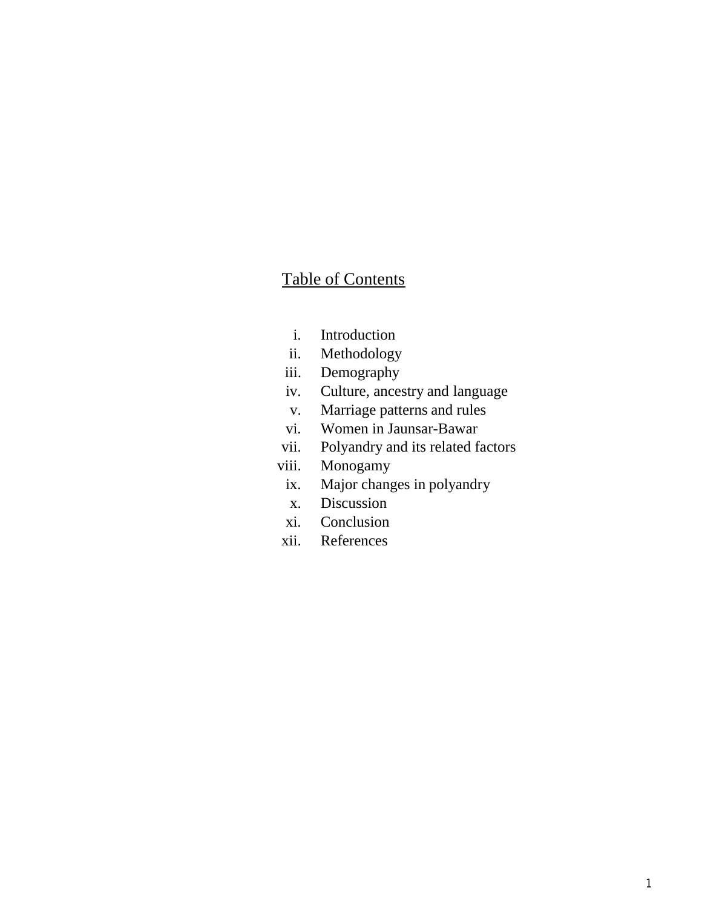## Table of Contents

- i. Introduction
- ii. Methodology
- iii. Demography
- iv. Culture, ancestry and language
- v. Marriage patterns and rules
- vi. Women in Jaunsar-Bawar
- vii. Polyandry and its related factors
- viii. Monogamy
- ix. Major changes in polyandry
- x. Discussion
- xi. Conclusion
- xii. References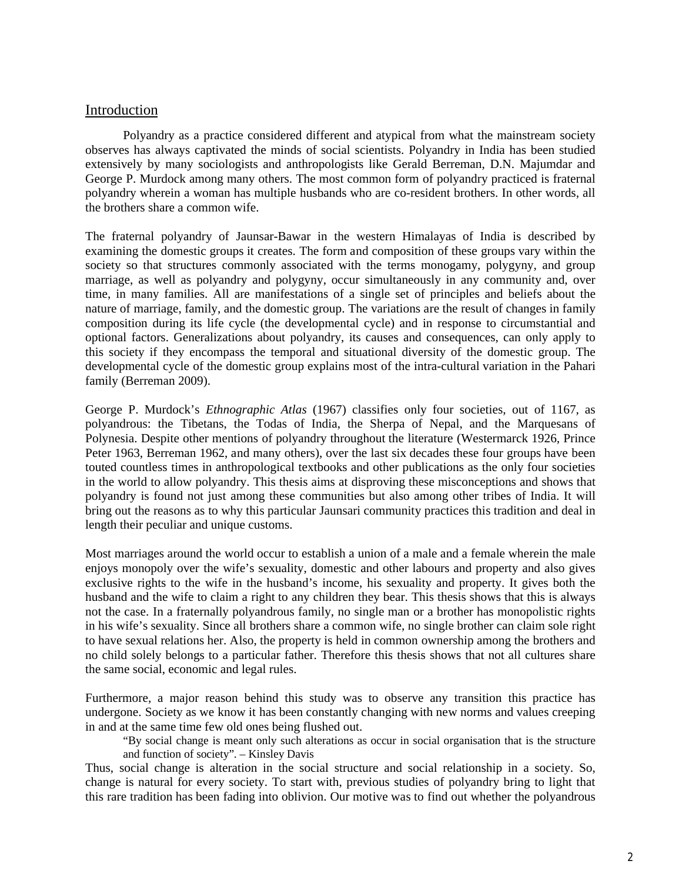## Introduction

Polyandry as a practice considered different and atypical from what the mainstream society observes has always captivated the minds of social scientists. Polyandry in India has been studied extensively by many sociologists and anthropologists like Gerald Berreman, D.N. Majumdar and George P. Murdock among many others. The most common form of polyandry practiced is fraternal polyandry wherein a woman has multiple husbands who are co-resident brothers. In other words, all the brothers share a common wife.

The fraternal polyandry of Jaunsar-Bawar in the western Himalayas of India is described by examining the domestic groups it creates. The form and composition of these groups vary within the society so that structures commonly associated with the terms monogamy, polygyny, and group marriage, as well as polyandry and polygyny, occur simultaneously in any community and, over time, in many families. All are manifestations of a single set of principles and beliefs about the nature of marriage, family, and the domestic group. The variations are the result of changes in family composition during its life cycle (the developmental cycle) and in response to circumstantial and optional factors. Generalizations about polyandry, its causes and consequences, can only apply to this society if they encompass the temporal and situational diversity of the domestic group. The developmental cycle of the domestic group explains most of the intra-cultural variation in the Pahari family (Berreman 2009).

George P. Murdock's *Ethnographic Atlas* (1967) classifies only four societies, out of 1167, as polyandrous: the Tibetans, the Todas of India, the Sherpa of Nepal, and the Marquesans of Polynesia. Despite other mentions of polyandry throughout the literature (Westermarck 1926, Prince Peter 1963, Berreman 1962, and many others), over the last six decades these four groups have been touted countless times in anthropological textbooks and other publications as the only four societies in the world to allow polyandry. This thesis aims at disproving these misconceptions and shows that polyandry is found not just among these communities but also among other tribes of India. It will bring out the reasons as to why this particular Jaunsari community practices this tradition and deal in length their peculiar and unique customs.

Most marriages around the world occur to establish a union of a male and a female wherein the male enjoys monopoly over the wife's sexuality, domestic and other labours and property and also gives exclusive rights to the wife in the husband's income, his sexuality and property. It gives both the husband and the wife to claim a right to any children they bear. This thesis shows that this is always not the case. In a fraternally polyandrous family, no single man or a brother has monopolistic rights in his wife's sexuality. Since all brothers share a common wife, no single brother can claim sole right to have sexual relations her. Also, the property is held in common ownership among the brothers and no child solely belongs to a particular father. Therefore this thesis shows that not all cultures share the same social, economic and legal rules.

Furthermore, a major reason behind this study was to observe any transition this practice has undergone. Society as we know it has been constantly changing with new norms and values creeping in and at the same time few old ones being flushed out.

> "By social change is meant only such alterations as occur in social organisation that is the structure and function of society". – Kinsley Davis

Thus, social change is alteration in the social structure and social relationship in a society. So, change is natural for every society. To start with, previous studies of polyandry bring to light that this rare tradition has been fading into oblivion. Our motive was to find out whether the polyandrous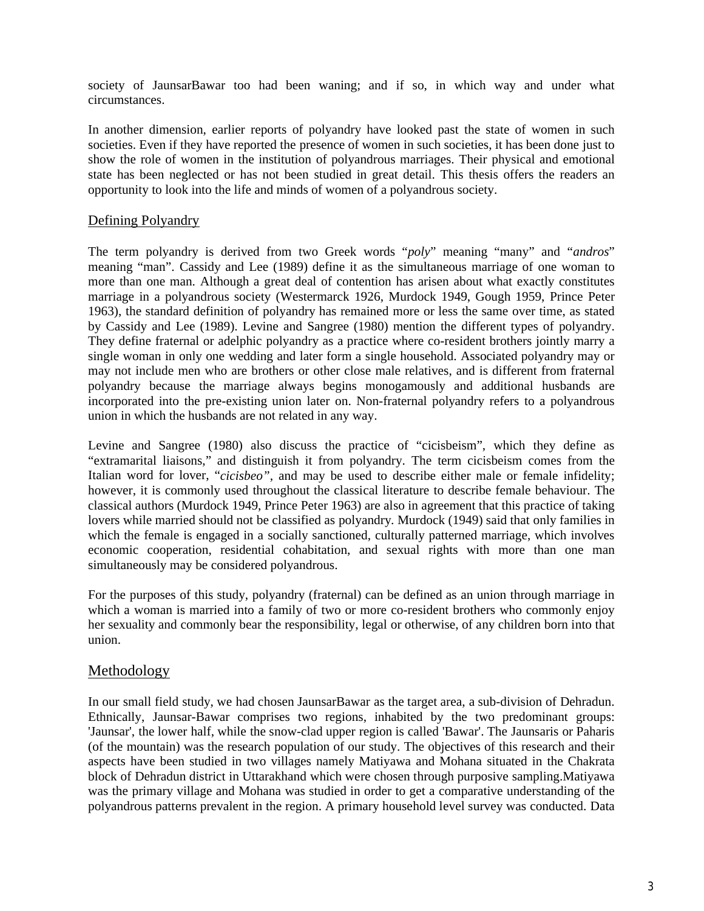society of JaunsarBawar too had been waning; and if so, in which way and under what circumstances.

In another dimension, earlier reports of polyandry have looked past the state of women in such societies. Even if they have reported the presence of women in such societies, it has been done just to show the role of women in the institution of polyandrous marriages. Their physical and emotional state has been neglected or has not been studied in great detail. This thesis offers the readers an opportunity to look into the life and minds of women of a polyandrous society.

## Defining Polyandry

The term polyandry is derived from two Greek words "*poly*" meaning "many" and "*andros*" meaning "man". Cassidy and Lee (1989) define it as the simultaneous marriage of one woman to more than one man. Although a great deal of contention has arisen about what exactly constitutes marriage in a polyandrous society (Westermarck 1926, Murdock 1949, Gough 1959, Prince Peter 1963), the standard definition of polyandry has remained more or less the same over time, as stated by Cassidy and Lee (1989). Levine and Sangree (1980) mention the different types of polyandry. They define fraternal or adelphic polyandry as a practice where co-resident brothers jointly marry a single woman in only one wedding and later form a single household. Associated polyandry may or may not include men who are brothers or other close male relatives, and is different from fraternal polyandry because the marriage always begins monogamously and additional husbands are incorporated into the pre-existing union later on. Non-fraternal polyandry refers to a polyandrous union in which the husbands are not related in any way.

Levine and Sangree (1980) also discuss the practice of "cicisbeism", which they define as "extramarital liaisons," and distinguish it from polyandry. The term cicisbeism comes from the Italian word for lover, "*cicisbeo*", and may be used to describe either male or female infidelity; however, it is commonly used throughout the classical literature to describe female behaviour. The classical authors (Murdock 1949, Prince Peter 1963) are also in agreement that this practice of taking lovers while married should not be classified as polyandry. Murdock (1949) said that only families in which the female is engaged in a socially sanctioned, culturally patterned marriage, which involves economic cooperation, residential cohabitation, and sexual rights with more than one man simultaneously may be considered polyandrous.

For the purposes of this study, polyandry (fraternal) can be defined as an union through marriage in which a woman is married into a family of two or more co-resident brothers who commonly enjoy her sexuality and commonly bear the responsibility, legal or otherwise, of any children born into that union.

## Methodology

In our small field study, we had chosen JaunsarBawar as the target area, a sub-division of Dehradun. Ethnically, Jaunsar-Bawar comprises two regions, inhabited by the two predominant groups: 'Jaunsar', the lower half, while the snow-clad upper region is called 'Bawar'. The Jaunsaris or Paharis (of the mountain) was the research population of our study. The objectives of this research and their aspects have been studied in two villages namely Matiyawa and Mohana situated in the Chakrata block of Dehradun district in Uttarakhand which were chosen through purposive sampling.Matiyawa was the primary village and Mohana was studied in order to get a comparative understanding of the polyandrous patterns prevalent in the region. A primary household level survey was conducted. Data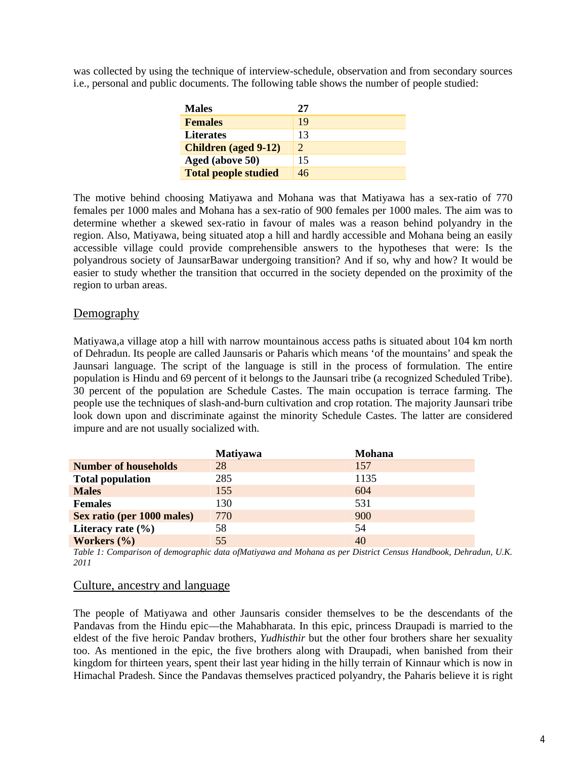was collected by using the technique of interview-schedule, observation and from secondary sources i.e., personal and public documents. The following table shows the number of people studied:

| **Males** | **27** |
|---|---|
| **Females** | 19 |
| **Literates** | 13 |
| **Children (aged 9-12)** | 2 |
| **Aged (above 50)** | 15 |
| **Total people studied** | 46 |

The motive behind choosing Matiyawa and Mohana was that Matiyawa has a sex-ratio of 770 females per 1000 males and Mohana has a sex-ratio of 900 females per 1000 males. The aim was to determine whether a skewed sex-ratio in favour of males was a reason behind polyandry in the region. Also, Matiyawa, being situated atop a hill and hardly accessible and Mohana being an easily accessible village could provide comprehensible answers to the hypotheses that were: Is the polyandrous society of JaunsarBawar undergoing transition? And if so, why and how? It would be easier to study whether the transition that occurred in the society depended on the proximity of the region to urban areas.

## Demography

Matiyawa,a village atop a hill with narrow mountainous access paths is situated about 104 km north of Dehradun. Its people are called Jaunsaris or Paharis which means 'of the mountains' and speak the Jaunsari language. The script of the language is still in the process of formulation. The entire population is Hindu and 69 percent of it belongs to the Jaunsari tribe (a recognized Scheduled Tribe). 30 percent of the population are Schedule Castes. The main occupation is terrace farming. The people use the techniques of slash-and-burn cultivation and crop rotation. The majority Jaunsari tribe look down upon and discriminate against the minority Schedule Castes. The latter are considered impure and are not usually socialized with.

| | **Matiyawa** | **Mohana** |
|---|---|---|
| **Number of households** | 28 | 157 |
| **Total population** | 285 | 1135 |
| **Males** | 155 | 604 |
| **Females** | 130 | 531 |
| **Sex ratio (per 1000 males)** | 770 | 900 |
| **Literacy rate (%)** | 58 | 54 |
| **Workers (%)** | 55 | 40 |

*Table 1: Comparison of demographic data ofMatiyawa and Mohana as per District Census Handbook, Dehradun, U.K. 2011*

## Culture, ancestry and language

The people of Matiyawa and other Jaunsaris consider themselves to be the descendants of the Pandavas from the Hindu epic—the Mahabharata. In this epic, princess Draupadi is married to the eldest of the five heroic Pandav brothers, *Yudhisthir* but the other four brothers share her sexuality too. As mentioned in the epic, the five brothers along with Draupadi, when banished from their kingdom for thirteen years, spent their last year hiding in the hilly terrain of Kinnaur which is now in Himachal Pradesh. Since the Pandavas themselves practiced polyandry, the Paharis believe it is right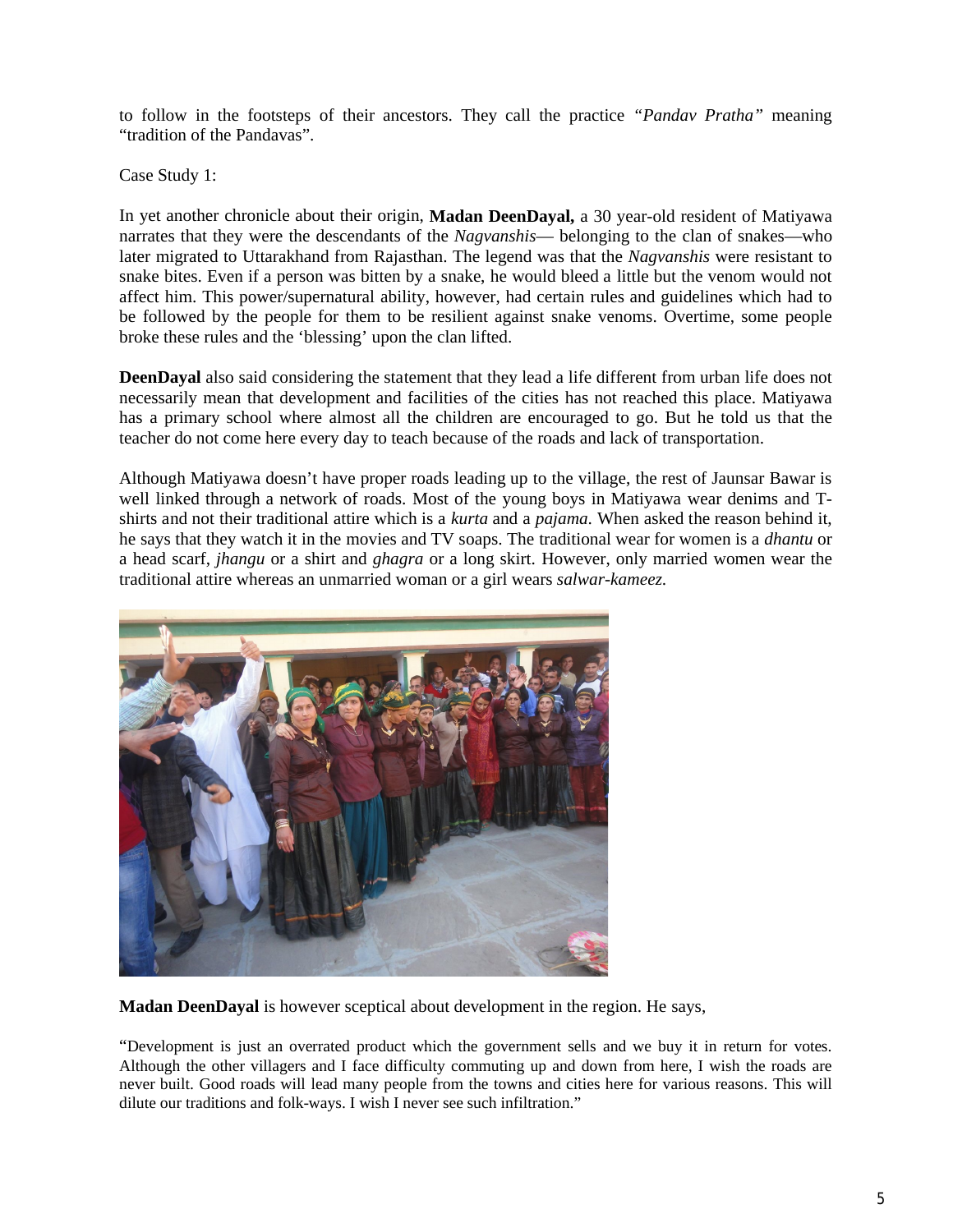to follow in the footsteps of their ancestors. They call the practice *"Pandav Pratha"* meaning "tradition of the Pandavas".

Case Study 1:

In yet another chronicle about their origin, **Madan DeenDayal,** a 30 year-old resident of Matiyawa narrates that they were the descendants of the *Nagvanshis*— belonging to the clan of snakes—who later migrated to Uttarakhand from Rajasthan. The legend was that the *Nagvanshis* were resistant to snake bites. Even if a person was bitten by a snake, he would bleed a little but the venom would not affect him. This power/supernatural ability, however, had certain rules and guidelines which had to be followed by the people for them to be resilient against snake venoms. Overtime, some people broke these rules and the 'blessing' upon the clan lifted.

**DeenDayal** also said considering the statement that they lead a life different from urban life does not necessarily mean that development and facilities of the cities has not reached this place. Matiyawa has a primary school where almost all the children are encouraged to go. But he told us that the teacher do not come here every day to teach because of the roads and lack of transportation.

Although Matiyawa doesn't have proper roads leading up to the village, the rest of Jaunsar Bawar is well linked through a network of roads. Most of the young boys in Matiyawa wear denims and T-shirts and not their traditional attire which is a *kurta* and a *pajama.* When asked the reason behind it, he says that they watch it in the movies and TV soaps. The traditional wear for women is a *dhantu* or a head scarf, *jhangu* or a shirt and *ghagra* or a long skirt. However, only married women wear the traditional attire whereas an unmarried woman or a girl wears *salwar-kameez.*

**Madan DeenDayal** is however sceptical about development in the region. He says,

"Development is just an overrated product which the government sells and we buy it in return for votes. Although the other villagers and I face difficulty commuting up and down from here, I wish the roads are never built. Good roads will lead many people from the towns and cities here for various reasons. This will dilute our traditions and folk-ways. I wish I never see such infiltration."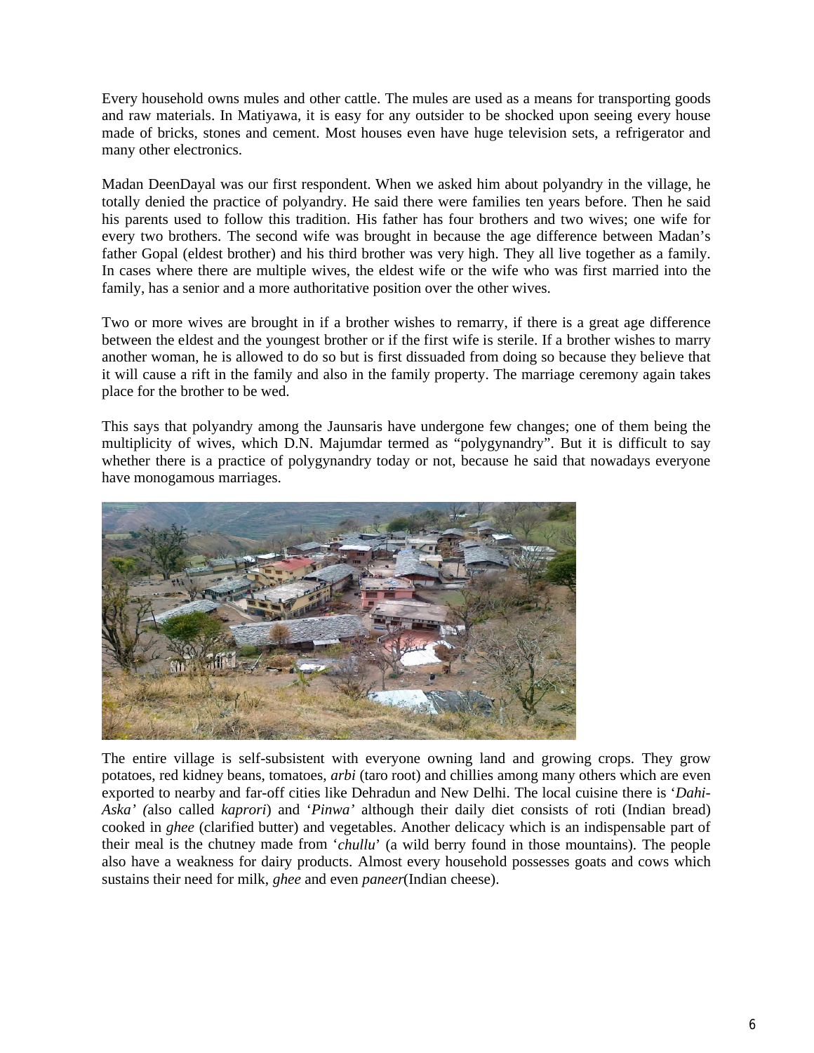Every household owns mules and other cattle. The mules are used as a means for transporting goods and raw materials. In Matiyawa, it is easy for any outsider to be shocked upon seeing every house made of bricks, stones and cement. Most houses even have huge television sets, a refrigerator and many other electronics.

Madan DeenDayal was our first respondent. When we asked him about polyandry in the village, he totally denied the practice of polyandry. He said there were families ten years before. Then he said his parents used to follow this tradition. His father has four brothers and two wives; one wife for every two brothers. The second wife was brought in because the age difference between Madan's father Gopal (eldest brother) and his third brother was very high. They all live together as a family. In cases where there are multiple wives, the eldest wife or the wife who was first married into the family, has a senior and a more authoritative position over the other wives.

Two or more wives are brought in if a brother wishes to remarry, if there is a great age difference between the eldest and the youngest brother or if the first wife is sterile. If a brother wishes to marry another woman, he is allowed to do so but is first dissuaded from doing so because they believe that it will cause a rift in the family and also in the family property. The marriage ceremony again takes place for the brother to be wed.

This says that polyandry among the Jaunsaris have undergone few changes; one of them being the multiplicity of wives, which D.N. Majumdar termed as "polygynandry". But it is difficult to say whether there is a practice of polygynandry today or not, because he said that nowadays everyone have monogamous marriages.

The entire village is self-subsistent with everyone owning land and growing crops. They grow potatoes, red kidney beans, tomatoes, *arbi* (taro root) and chillies among many others which are even exported to nearby and far-off cities like Dehradun and New Delhi. The local cuisine there is '*Dahi-Aska' (*also called *kaprori*) and '*Pinwa'* although their daily diet consists of roti (Indian bread) cooked in *ghee* (clarified butter) and vegetables. Another delicacy which is an indispensable part of their meal is the chutney made from '*chullu*' (a wild berry found in those mountains). The people also have a weakness for dairy products. Almost every household possesses goats and cows which sustains their need for milk, *ghee* and even *paneer*(Indian cheese).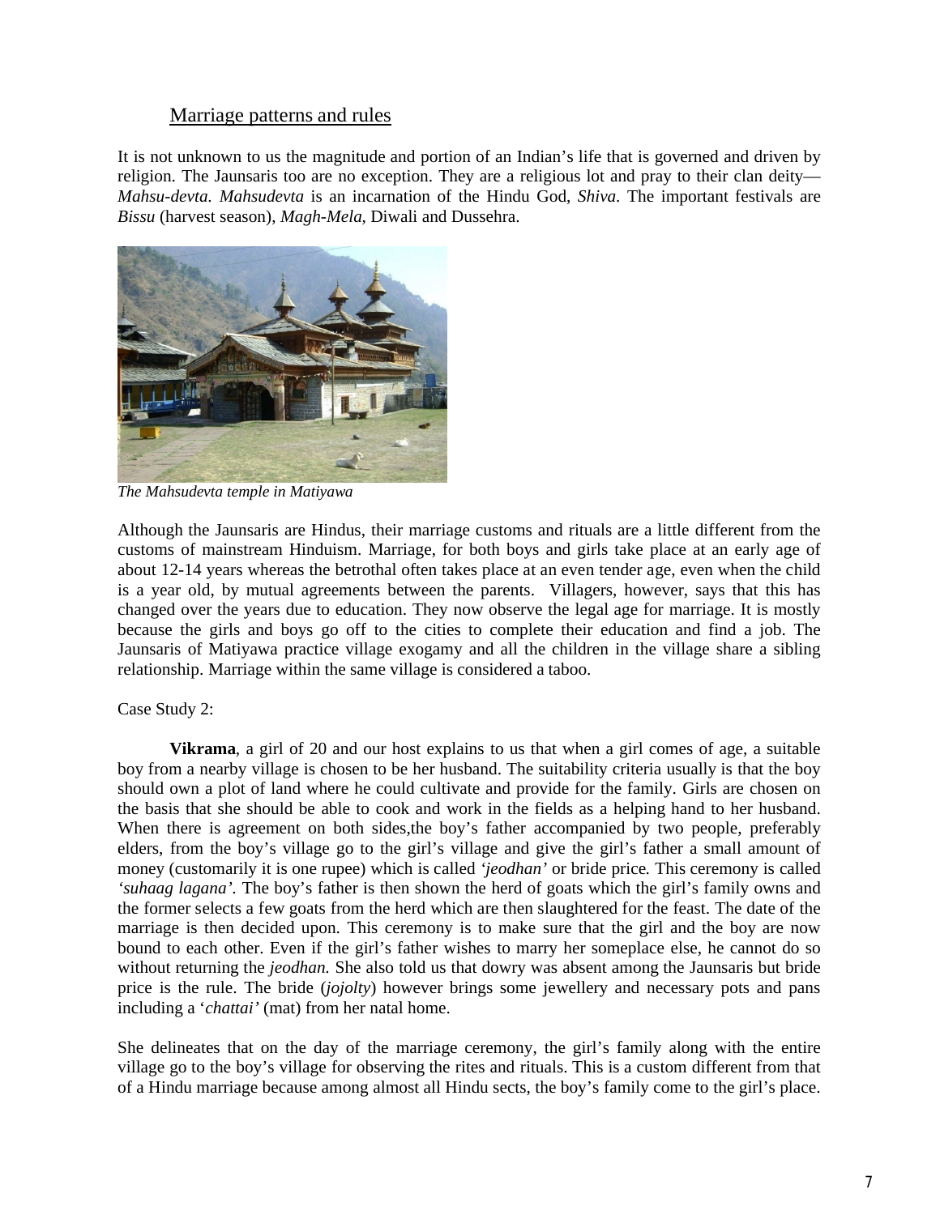## Marriage patterns and rules

It is not unknown to us the magnitude and portion of an Indian's life that is governed and driven by religion. The Jaunsaris too are no exception. They are a religious lot and pray to their clan deity—*Mahsu-devta*. *Mahsudevta* is an incarnation of the Hindu God, *Shiva*. The important festivals are *Bissu* (harvest season), *Magh-Mela*, Diwali and Dussehra.

*The Mahsudevta temple in Matiyawa*

Although the Jaunsaris are Hindus, their marriage customs and rituals are a little different from the customs of mainstream Hinduism. Marriage, for both boys and girls take place at an early age of about 12-14 years whereas the betrothal often takes place at an even tender age, even when the child is a year old, by mutual agreements between the parents. Villagers, however, says that this has changed over the years due to education. They now observe the legal age for marriage. It is mostly because the girls and boys go off to the cities to complete their education and find a job. The Jaunsaris of Matiyawa practice village exogamy and all the children in the village share a sibling relationship. Marriage within the same village is considered a taboo.

Case Study 2:

**Vikrama**, a girl of 20 and our host explains to us that when a girl comes of age, a suitable boy from a nearby village is chosen to be her husband. The suitability criteria usually is that the boy should own a plot of land where he could cultivate and provide for the family. Girls are chosen on the basis that she should be able to cook and work in the fields as a helping hand to her husband. When there is agreement on both sides,the boy's father accompanied by two people, preferably elders, from the boy's village go to the girl's village and give the girl's father a small amount of money (customarily it is one rupee) which is called *'jeodhan'* or bride price. This ceremony is called *'suhaag lagana'*. The boy's father is then shown the herd of goats which the girl's family owns and the former selects a few goats from the herd which are then slaughtered for the feast. The date of the marriage is then decided upon. This ceremony is to make sure that the girl and the boy are now bound to each other. Even if the girl's father wishes to marry her someplace else, he cannot do so without returning the *jeodhan*. She also told us that dowry was absent among the Jaunsaris but bride price is the rule. The bride (*jojolty*) however brings some jewellery and necessary pots and pans including a '*chattai'* (mat) from her natal home.

She delineates that on the day of the marriage ceremony, the girl's family along with the entire village go to the boy's village for observing the rites and rituals. This is a custom different from that of a Hindu marriage because among almost all Hindu sects, the boy's family come to the girl's place.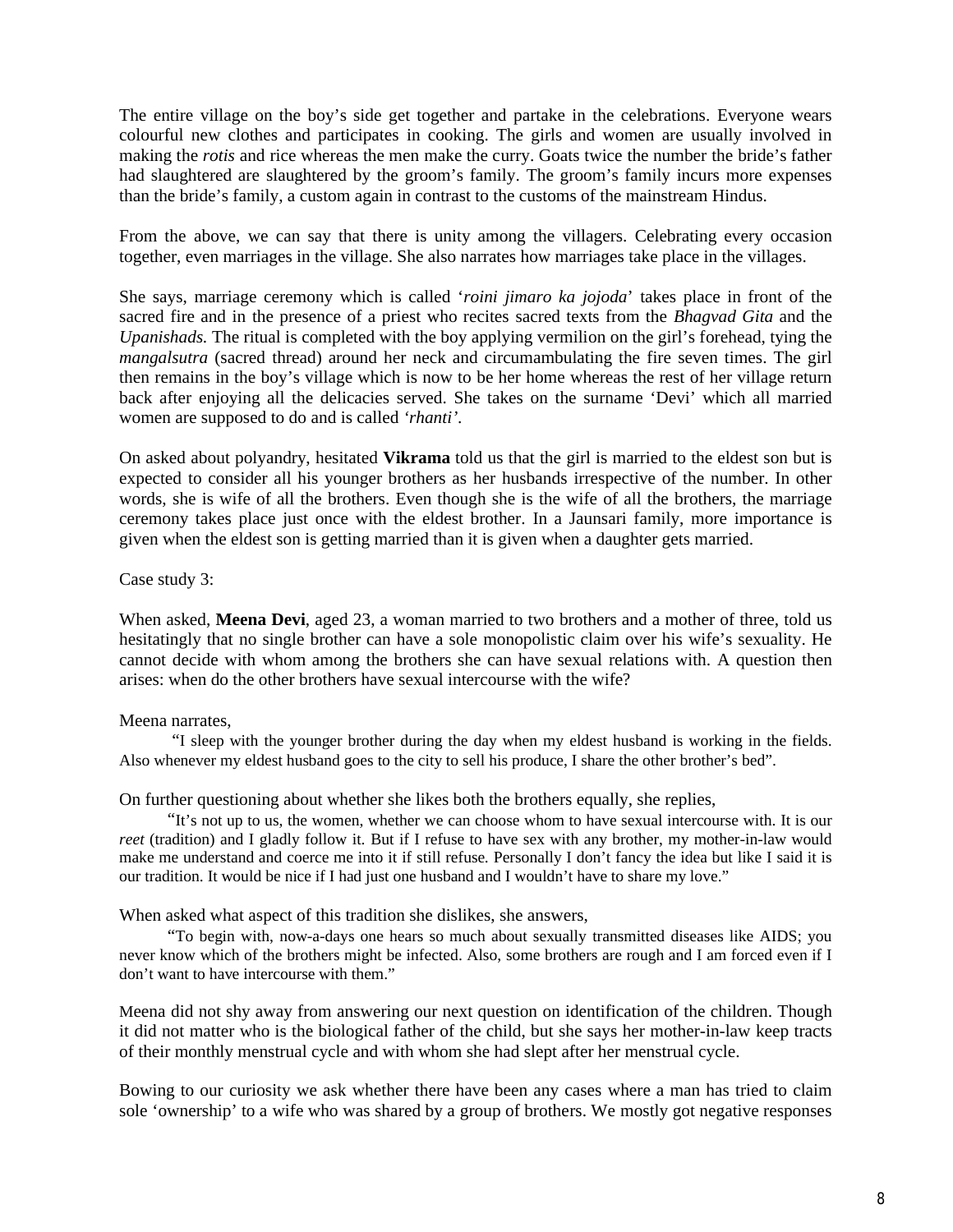The entire village on the boy's side get together and partake in the celebrations. Everyone wears colourful new clothes and participates in cooking. The girls and women are usually involved in making the *rotis* and rice whereas the men make the curry. Goats twice the number the bride's father had slaughtered are slaughtered by the groom's family. The groom's family incurs more expenses than the bride's family, a custom again in contrast to the customs of the mainstream Hindus.

From the above, we can say that there is unity among the villagers. Celebrating every occasion together, even marriages in the village. She also narrates how marriages take place in the villages.

She says, marriage ceremony which is called '*roini jimaro ka jojoda*' takes place in front of the sacred fire and in the presence of a priest who recites sacred texts from the *Bhagvad Gita* and the *Upanishads.* The ritual is completed with the boy applying vermilion on the girl's forehead, tying the *mangalsutra* (sacred thread) around her neck and circumambulating the fire seven times. The girl then remains in the boy's village which is now to be her home whereas the rest of her village return back after enjoying all the delicacies served. She takes on the surname 'Devi' which all married women are supposed to do and is called *'rhanti'*.

On asked about polyandry, hesitated **Vikrama** told us that the girl is married to the eldest son but is expected to consider all his younger brothers as her husbands irrespective of the number. In other words, she is wife of all the brothers. Even though she is the wife of all the brothers, the marriage ceremony takes place just once with the eldest brother. In a Jaunsari family, more importance is given when the eldest son is getting married than it is given when a daughter gets married.

Case study 3:

When asked, **Meena Devi**, aged 23, a woman married to two brothers and a mother of three, told us hesitatingly that no single brother can have a sole monopolistic claim over his wife's sexuality. He cannot decide with whom among the brothers she can have sexual relations with. A question then arises: when do the other brothers have sexual intercourse with the wife?

Meena narrates,

> "I sleep with the younger brother during the day when my eldest husband is working in the fields. Also whenever my eldest husband goes to the city to sell his produce, I share the other brother's bed".

On further questioning about whether she likes both the brothers equally, she replies,

> "It's not up to us, the women, whether we can choose whom to have sexual intercourse with. It is our *reet* (tradition) and I gladly follow it. But if I refuse to have sex with any brother, my mother-in-law would make me understand and coerce me into it if still refuse. Personally I don't fancy the idea but like I said it is our tradition. It would be nice if I had just one husband and I wouldn't have to share my love."

When asked what aspect of this tradition she dislikes, she answers,

> "To begin with, now-a-days one hears so much about sexually transmitted diseases like AIDS; you never know which of the brothers might be infected. Also, some brothers are rough and I am forced even if I don't want to have intercourse with them."

Meena did not shy away from answering our next question on identification of the children. Though it did not matter who is the biological father of the child, but she says her mother-in-law keep tracts of their monthly menstrual cycle and with whom she had slept after her menstrual cycle.

Bowing to our curiosity we ask whether there have been any cases where a man has tried to claim sole 'ownership' to a wife who was shared by a group of brothers. We mostly got negative responses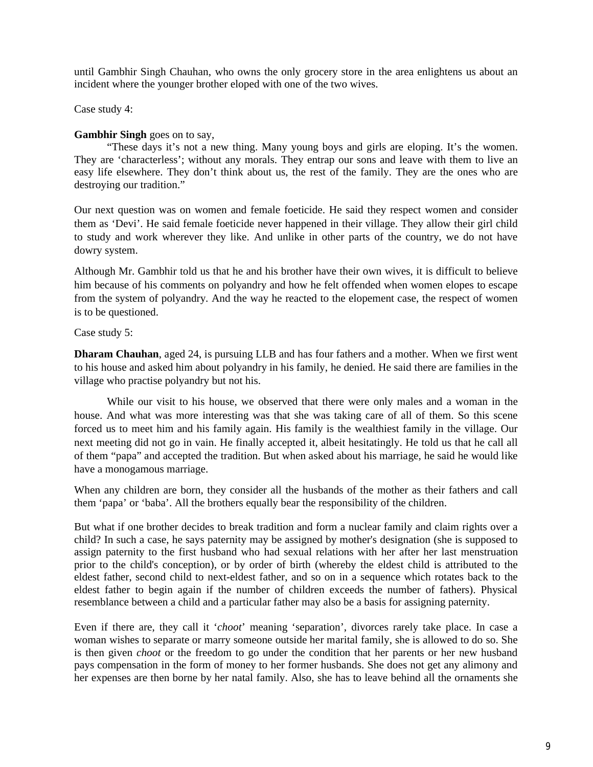until Gambhir Singh Chauhan, who owns the only grocery store in the area enlightens us about an incident where the younger brother eloped with one of the two wives.

Case study 4:

**Gambhir Singh** goes on to say,

"These days it's not a new thing. Many young boys and girls are eloping. It's the women. They are 'characterless'; without any morals. They entrap our sons and leave with them to live an easy life elsewhere. They don't think about us, the rest of the family. They are the ones who are destroying our tradition."

Our next question was on women and female foeticide. He said they respect women and consider them as 'Devi'. He said female foeticide never happened in their village. They allow their girl child to study and work wherever they like. And unlike in other parts of the country, we do not have dowry system.

Although Mr. Gambhir told us that he and his brother have their own wives, it is difficult to believe him because of his comments on polyandry and how he felt offended when women elopes to escape from the system of polyandry. And the way he reacted to the elopement case, the respect of women is to be questioned.

Case study 5:

**Dharam Chauhan**, aged 24, is pursuing LLB and has four fathers and a mother. When we first went to his house and asked him about polyandry in his family, he denied. He said there are families in the village who practise polyandry but not his.

While our visit to his house, we observed that there were only males and a woman in the house. And what was more interesting was that she was taking care of all of them. So this scene forced us to meet him and his family again. His family is the wealthiest family in the village. Our next meeting did not go in vain. He finally accepted it, albeit hesitatingly. He told us that he call all of them "papa" and accepted the tradition. But when asked about his marriage, he said he would like have a monogamous marriage.

When any children are born, they consider all the husbands of the mother as their fathers and call them 'papa' or 'baba'. All the brothers equally bear the responsibility of the children.

But what if one brother decides to break tradition and form a nuclear family and claim rights over a child? In such a case, he says paternity may be assigned by mother's designation (she is supposed to assign paternity to the first husband who had sexual relations with her after her last menstruation prior to the child's conception), or by order of birth (whereby the eldest child is attributed to the eldest father, second child to next-eldest father, and so on in a sequence which rotates back to the eldest father to begin again if the number of children exceeds the number of fathers). Physical resemblance between a child and a particular father may also be a basis for assigning paternity.

Even if there are, they call it '*choot*' meaning 'separation', divorces rarely take place. In case a woman wishes to separate or marry someone outside her marital family, she is allowed to do so. She is then given *choot* or the freedom to go under the condition that her parents or her new husband pays compensation in the form of money to her former husbands. She does not get any alimony and her expenses are then borne by her natal family. Also, she has to leave behind all the ornaments she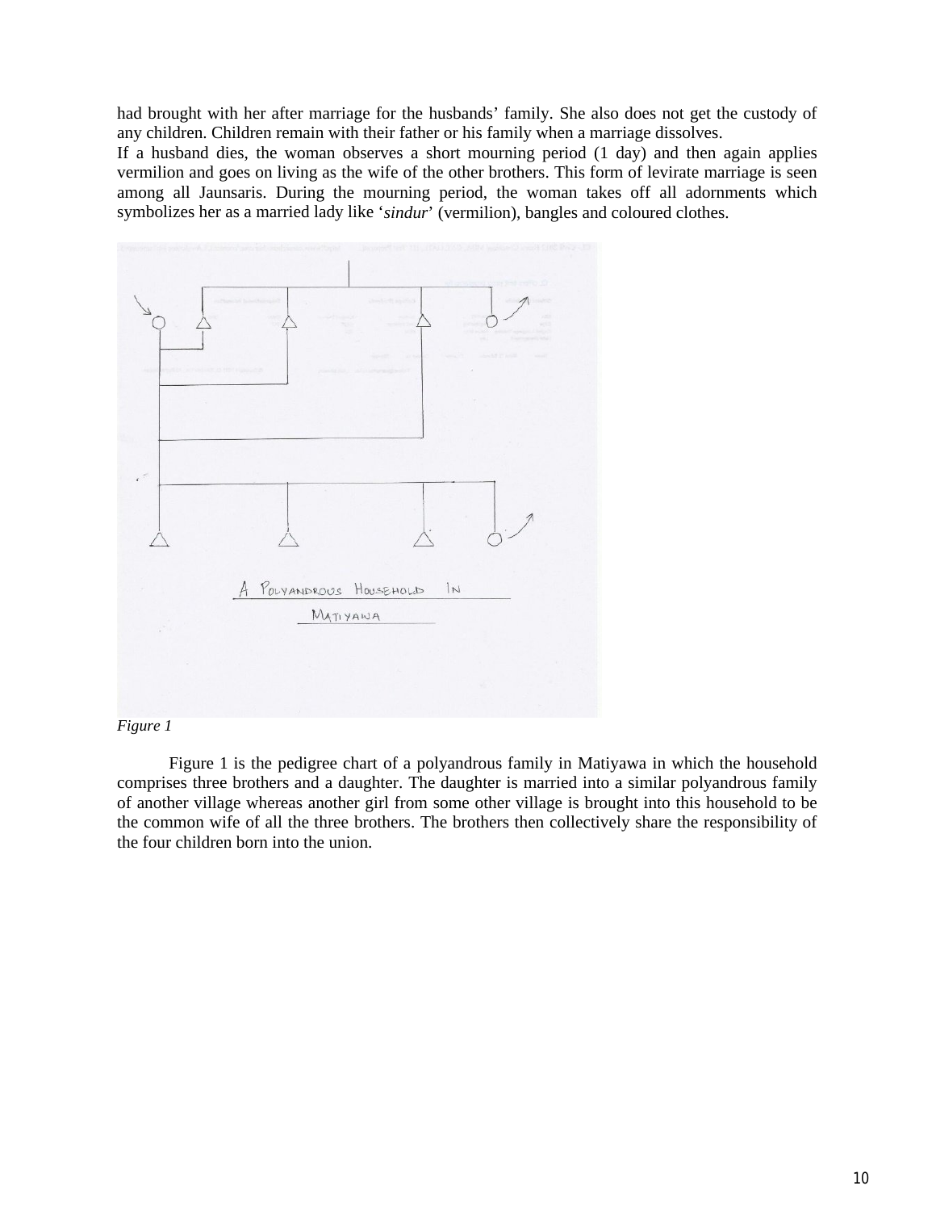had brought with her after marriage for the husbands' family. She also does not get the custody of any children. Children remain with their father or his family when a marriage dissolves.

If a husband dies, the woman observes a short mourning period (1 day) and then again applies vermilion and goes on living as the wife of the other brothers. This form of levirate marriage is seen among all Jaunsaris. During the mourning period, the woman takes off all adornments which symbolizes her as a married lady like '*sindur*' (vermilion), bangles and coloured clothes.

A POLYANDROUS HOUSEHOLD IN MATIYAWA

*Figure 1*

Figure 1 is the pedigree chart of a polyandrous family in Matiyawa in which the household comprises three brothers and a daughter. The daughter is married into a similar polyandrous family of another village whereas another girl from some other village is brought into this household to be the common wife of all the three brothers. The brothers then collectively share the responsibility of the four children born into the union.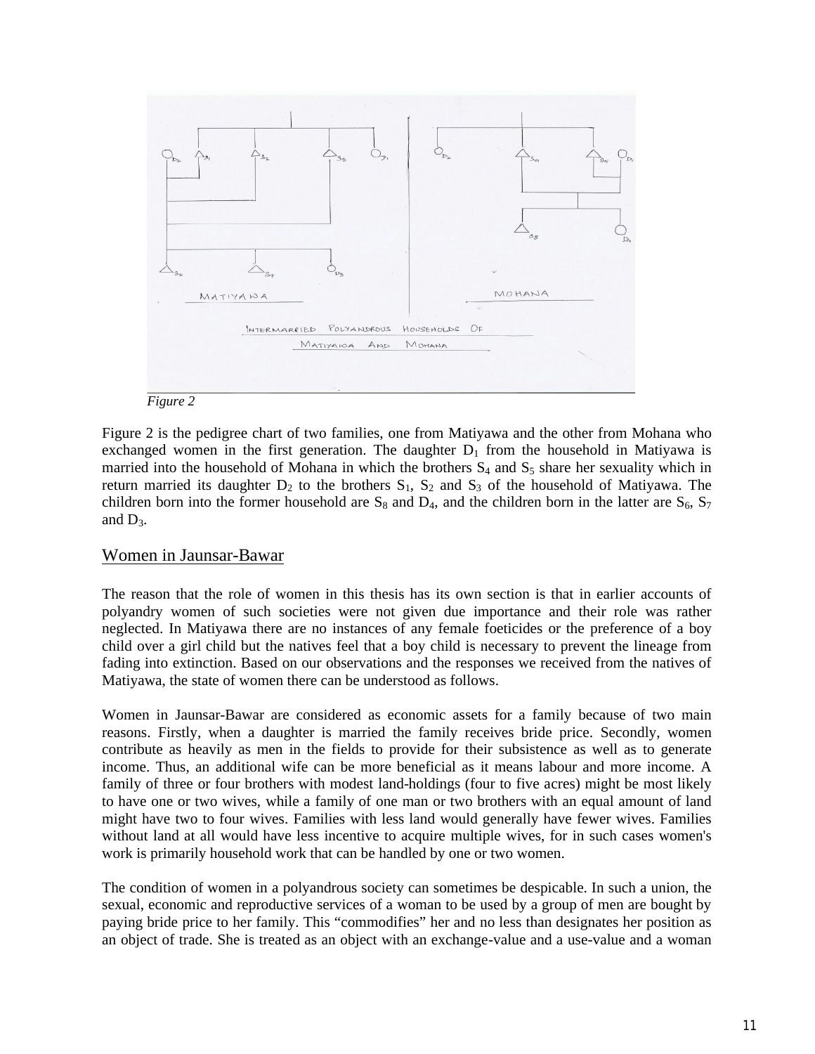*Figure 2*

Figure 2 is the pedigree chart of two families, one from Matiyawa and the other from Mohana who exchanged women in the first generation. The daughter $D_1$ from the household in Matiyawa is married into the household of Mohana in which the brothers $S_4$ and $S_5$ share her sexuality which in return married its daughter $D_2$ to the brothers $S_1$, $S_2$ and $S_3$ of the household of Matiyawa. The children born into the former household are $S_8$ and $D_4$, and the children born in the latter are $S_6$, $S_7$ and $D_3$.

## Women in Jaunsar-Bawar

The reason that the role of women in this thesis has its own section is that in earlier accounts of polyandry women of such societies were not given due importance and their role was rather neglected. In Matiyawa there are no instances of any female foeticides or the preference of a boy child over a girl child but the natives feel that a boy child is necessary to prevent the lineage from fading into extinction. Based on our observations and the responses we received from the natives of Matiyawa, the state of women there can be understood as follows.

Women in Jaunsar-Bawar are considered as economic assets for a family because of two main reasons. Firstly, when a daughter is married the family receives bride price. Secondly, women contribute as heavily as men in the fields to provide for their subsistence as well as to generate income. Thus, an additional wife can be more beneficial as it means labour and more income. A family of three or four brothers with modest land-holdings (four to five acres) might be most likely to have one or two wives, while a family of one man or two brothers with an equal amount of land might have two to four wives. Families with less land would generally have fewer wives. Families without land at all would have less incentive to acquire multiple wives, for in such cases women's work is primarily household work that can be handled by one or two women.

The condition of women in a polyandrous society can sometimes be despicable. In such a union, the sexual, economic and reproductive services of a woman to be used by a group of men are bought by paying bride price to her family. This "commodifies" her and no less than designates her position as an object of trade. She is treated as an object with an exchange-value and a use-value and a woman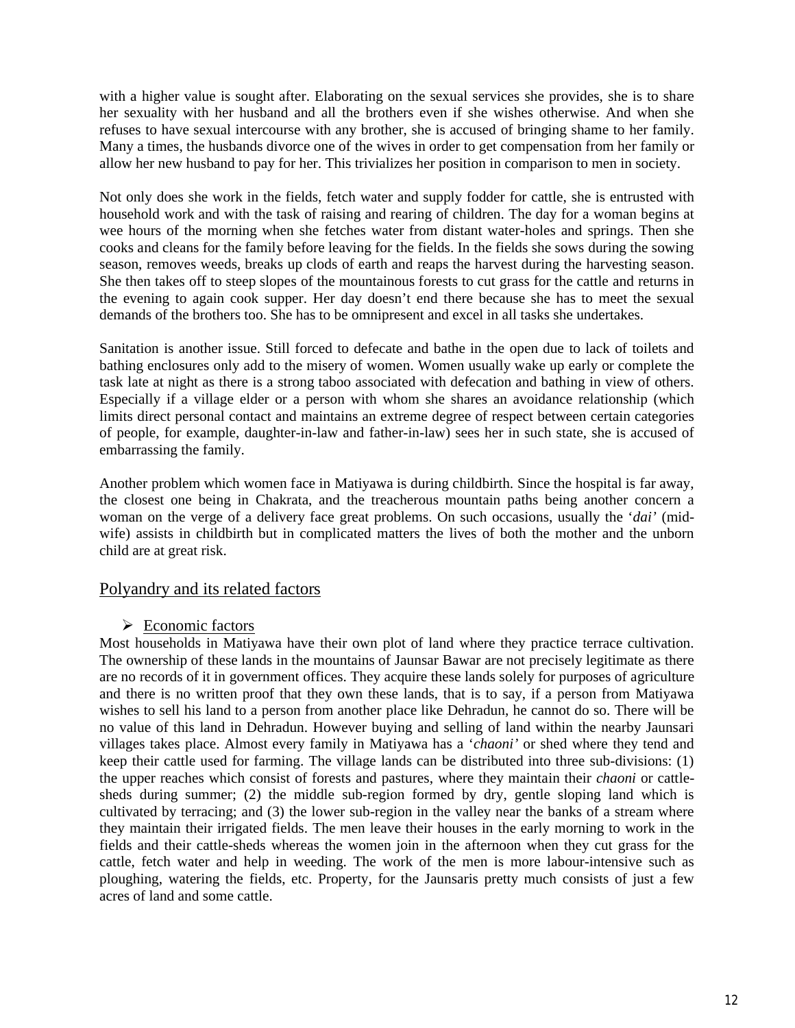with a higher value is sought after. Elaborating on the sexual services she provides, she is to share her sexuality with her husband and all the brothers even if she wishes otherwise. And when she refuses to have sexual intercourse with any brother, she is accused of bringing shame to her family. Many a times, the husbands divorce one of the wives in order to get compensation from her family or allow her new husband to pay for her. This trivializes her position in comparison to men in society.

Not only does she work in the fields, fetch water and supply fodder for cattle, she is entrusted with household work and with the task of raising and rearing of children. The day for a woman begins at wee hours of the morning when she fetches water from distant water-holes and springs. Then she cooks and cleans for the family before leaving for the fields. In the fields she sows during the sowing season, removes weeds, breaks up clods of earth and reaps the harvest during the harvesting season. She then takes off to steep slopes of the mountainous forests to cut grass for the cattle and returns in the evening to again cook supper. Her day doesn't end there because she has to meet the sexual demands of the brothers too. She has to be omnipresent and excel in all tasks she undertakes.

Sanitation is another issue. Still forced to defecate and bathe in the open due to lack of toilets and bathing enclosures only add to the misery of women. Women usually wake up early or complete the task late at night as there is a strong taboo associated with defecation and bathing in view of others. Especially if a village elder or a person with whom she shares an avoidance relationship (which limits direct personal contact and maintains an extreme degree of respect between certain categories of people, for example, daughter-in-law and father-in-law) sees her in such state, she is accused of embarrassing the family.

Another problem which women face in Matiyawa is during childbirth. Since the hospital is far away, the closest one being in Chakrata, and the treacherous mountain paths being another concern a woman on the verge of a delivery face great problems. On such occasions, usually the '*dai*' (mid-wife) assists in childbirth but in complicated matters the lives of both the mother and the unborn child are at great risk.

## Polyandry and its related factors

- Economic factors

Most households in Matiyawa have their own plot of land where they practice terrace cultivation. The ownership of these lands in the mountains of Jaunsar Bawar are not precisely legitimate as there are no records of it in government offices. They acquire these lands solely for purposes of agriculture and there is no written proof that they own these lands, that is to say, if a person from Matiyawa wishes to sell his land to a person from another place like Dehradun, he cannot do so. There will be no value of this land in Dehradun. However buying and selling of land within the nearby Jaunsari villages takes place. Almost every family in Matiyawa has a '*chaoni*' or shed where they tend and keep their cattle used for farming. The village lands can be distributed into three sub-divisions: (1) the upper reaches which consist of forests and pastures, where they maintain their *chaoni* or cattle-sheds during summer; (2) the middle sub-region formed by dry, gentle sloping land which is cultivated by terracing; and (3) the lower sub-region in the valley near the banks of a stream where they maintain their irrigated fields. The men leave their houses in the early morning to work in the fields and their cattle-sheds whereas the women join in the afternoon when they cut grass for the cattle, fetch water and help in weeding. The work of the men is more labour-intensive such as ploughing, watering the fields, etc. Property, for the Jaunsaris pretty much consists of just a few acres of land and some cattle.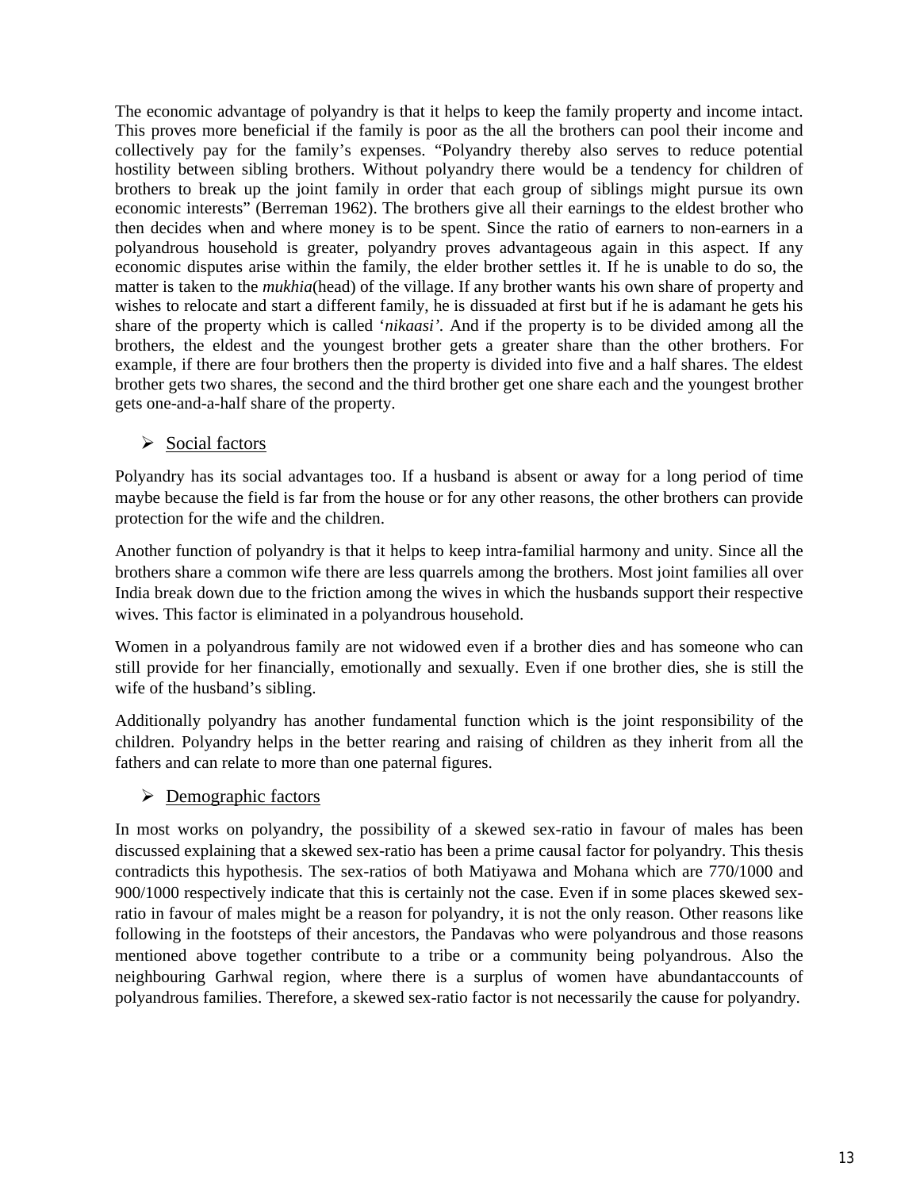The economic advantage of polyandry is that it helps to keep the family property and income intact. This proves more beneficial if the family is poor as the all the brothers can pool their income and collectively pay for the family's expenses. "Polyandry thereby also serves to reduce potential hostility between sibling brothers. Without polyandry there would be a tendency for children of brothers to break up the joint family in order that each group of siblings might pursue its own economic interests" (Berreman 1962). The brothers give all their earnings to the eldest brother who then decides when and where money is to be spent. Since the ratio of earners to non-earners in a polyandrous household is greater, polyandry proves advantageous again in this aspect. If any economic disputes arise within the family, the elder brother settles it. If he is unable to do so, the matter is taken to the *mukhia*(head) of the village. If any brother wants his own share of property and wishes to relocate and start a different family, he is dissuaded at first but if he is adamant he gets his share of the property which is called '*nikaasi'*. And if the property is to be divided among all the brothers, the eldest and the youngest brother gets a greater share than the other brothers. For example, if there are four brothers then the property is divided into five and a half shares. The eldest brother gets two shares, the second and the third brother get one share each and the youngest brother gets one-and-a-half share of the property.

- Social factors

Polyandry has its social advantages too. If a husband is absent or away for a long period of time maybe because the field is far from the house or for any other reasons, the other brothers can provide protection for the wife and the children.

Another function of polyandry is that it helps to keep intra-familial harmony and unity. Since all the brothers share a common wife there are less quarrels among the brothers. Most joint families all over India break down due to the friction among the wives in which the husbands support their respective wives. This factor is eliminated in a polyandrous household.

Women in a polyandrous family are not widowed even if a brother dies and has someone who can still provide for her financially, emotionally and sexually. Even if one brother dies, she is still the wife of the husband's sibling.

Additionally polyandry has another fundamental function which is the joint responsibility of the children. Polyandry helps in the better rearing and raising of children as they inherit from all the fathers and can relate to more than one paternal figures.

- Demographic factors

In most works on polyandry, the possibility of a skewed sex-ratio in favour of males has been discussed explaining that a skewed sex-ratio has been a prime causal factor for polyandry. This thesis contradicts this hypothesis. The sex-ratios of both Matiyawa and Mohana which are 770/1000 and 900/1000 respectively indicate that this is certainly not the case. Even if in some places skewed sex-ratio in favour of males might be a reason for polyandry, it is not the only reason. Other reasons like following in the footsteps of their ancestors, the Pandavas who were polyandrous and those reasons mentioned above together contribute to a tribe or a community being polyandrous. Also the neighbouring Garhwal region, where there is a surplus of women have abundantaccounts of polyandrous families. Therefore, a skewed sex-ratio factor is not necessarily the cause for polyandry.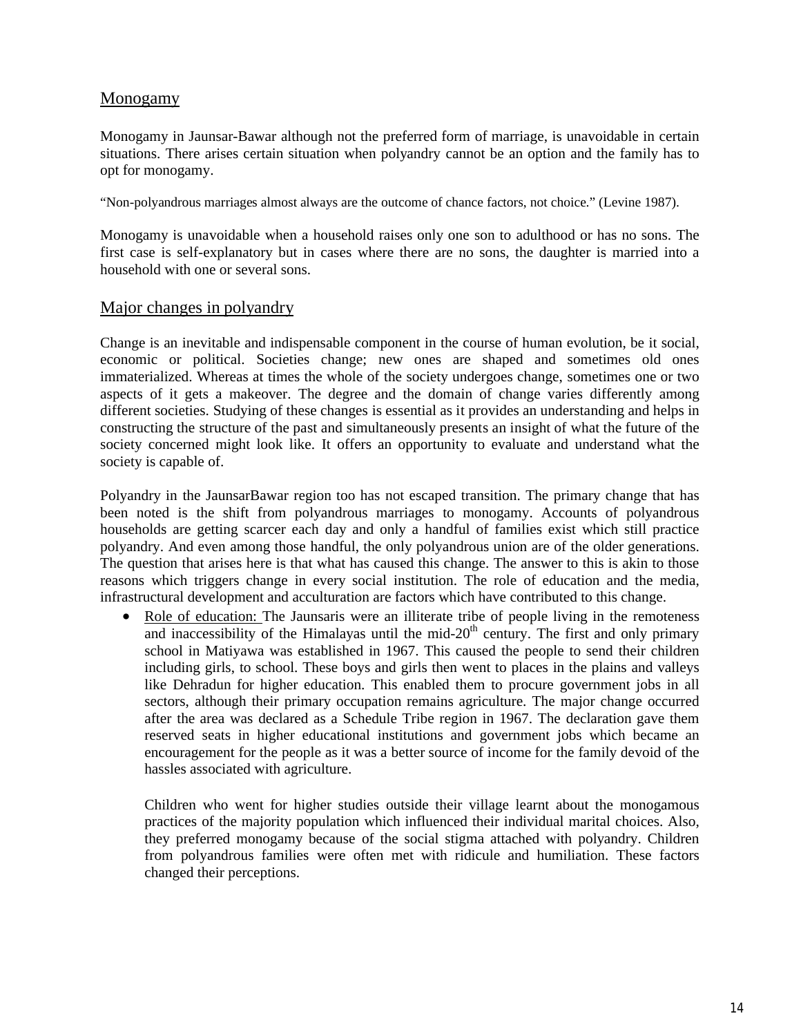## Monogamy

Monogamy in Jaunsar-Bawar although not the preferred form of marriage, is unavoidable in certain situations. There arises certain situation when polyandry cannot be an option and the family has to opt for monogamy.

“Non-polyandrous marriages almost always are the outcome of chance factors, not choice.” (Levine 1987).

Monogamy is unavoidable when a household raises only one son to adulthood or has no sons. The first case is self-explanatory but in cases where there are no sons, the daughter is married into a household with one or several sons.

## Major changes in polyandry

Change is an inevitable and indispensable component in the course of human evolution, be it social, economic or political. Societies change; new ones are shaped and sometimes old ones immaterialized. Whereas at times the whole of the society undergoes change, sometimes one or two aspects of it gets a makeover. The degree and the domain of change varies differently among different societies. Studying of these changes is essential as it provides an understanding and helps in constructing the structure of the past and simultaneously presents an insight of what the future of the society concerned might look like. It offers an opportunity to evaluate and understand what the society is capable of.

Polyandry in the JaunsarBawar region too has not escaped transition. The primary change that has been noted is the shift from polyandrous marriages to monogamy. Accounts of polyandrous households are getting scarcer each day and only a handful of families exist which still practice polyandry. And even among those handful, the only polyandrous union are of the older generations. The question that arises here is that what has caused this change. The answer to this is akin to those reasons which triggers change in every social institution. The role of education and the media, infrastructural development and acculturation are factors which have contributed to this change.

- Role of education: The Jaunsaris were an illiterate tribe of people living in the remoteness and inaccessibility of the Himalayas until the mid-20th century. The first and only primary school in Matiyawa was established in 1967. This caused the people to send their children including girls, to school. These boys and girls then went to places in the plains and valleys like Dehradun for higher education. This enabled them to procure government jobs in all sectors, although their primary occupation remains agriculture. The major change occurred after the area was declared as a Schedule Tribe region in 1967. The declaration gave them reserved seats in higher educational institutions and government jobs which became an encouragement for the people as it was a better source of income for the family devoid of the hassles associated with agriculture.

  Children who went for higher studies outside their village learnt about the monogamous practices of the majority population which influenced their individual marital choices. Also, they preferred monogamy because of the social stigma attached with polyandry. Children from polyandrous families were often met with ridicule and humiliation. These factors changed their perceptions.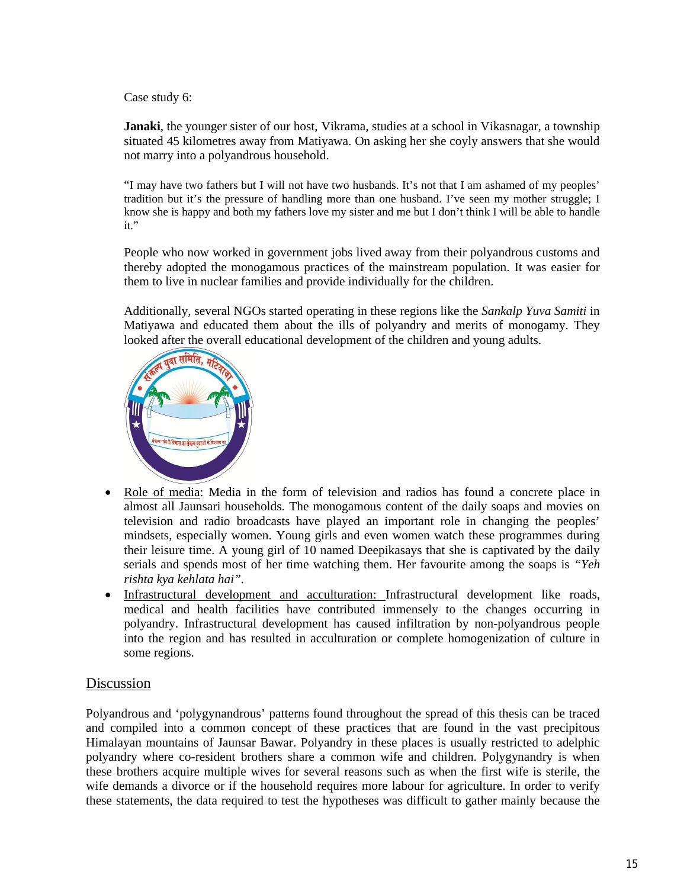Case study 6:

**Janaki**, the younger sister of our host, Vikrama, studies at a school in Vikasnagar, a township situated 45 kilometres away from Matiyawa. On asking her she coyly answers that she would not marry into a polyandrous household.

> "I may have two fathers but I will not have two husbands. It's not that I am ashamed of my peoples' tradition but it's the pressure of handling more than one husband. I've seen my mother struggle; I know she is happy and both my fathers love my sister and me but I don't think I will be able to handle it."

People who now worked in government jobs lived away from their polyandrous customs and thereby adopted the monogamous practices of the mainstream population. It was easier for them to live in nuclear families and provide individually for the children.

Additionally, several NGOs started operating in these regions like the *Sankalp Yuva Samiti* in Matiyawa and educated them about the ills of polyandry and merits of monogamy. They looked after the overall educational development of the children and young adults.

- Role of media: Media in the form of television and radios has found a concrete place in almost all Jaunsari households. The monogamous content of the daily soaps and movies on television and radio broadcasts have played an important role in changing the peoples' mindsets, especially women. Young girls and even women watch these programmes during their leisure time. A young girl of 10 named Deepikasays that she is captivated by the daily serials and spends most of her time watching them. Her favourite among the soaps is *"Yeh rishta kya kehlata hai"*.
- Infrastructural development and acculturation: Infrastructural development like roads, medical and health facilities have contributed immensely to the changes occurring in polyandry. Infrastructural development has caused infiltration by non-polyandrous people into the region and has resulted in acculturation or complete homogenization of culture in some regions.

## Discussion

Polyandrous and 'polygynandrous' patterns found throughout the spread of this thesis can be traced and compiled into a common concept of these practices that are found in the vast precipitous Himalayan mountains of Jaunsar Bawar. Polyandry in these places is usually restricted to adelphic polyandry where co-resident brothers share a common wife and children. Polygynandry is when these brothers acquire multiple wives for several reasons such as when the first wife is sterile, the wife demands a divorce or if the household requires more labour for agriculture. In order to verify these statements, the data required to test the hypotheses was difficult to gather mainly because the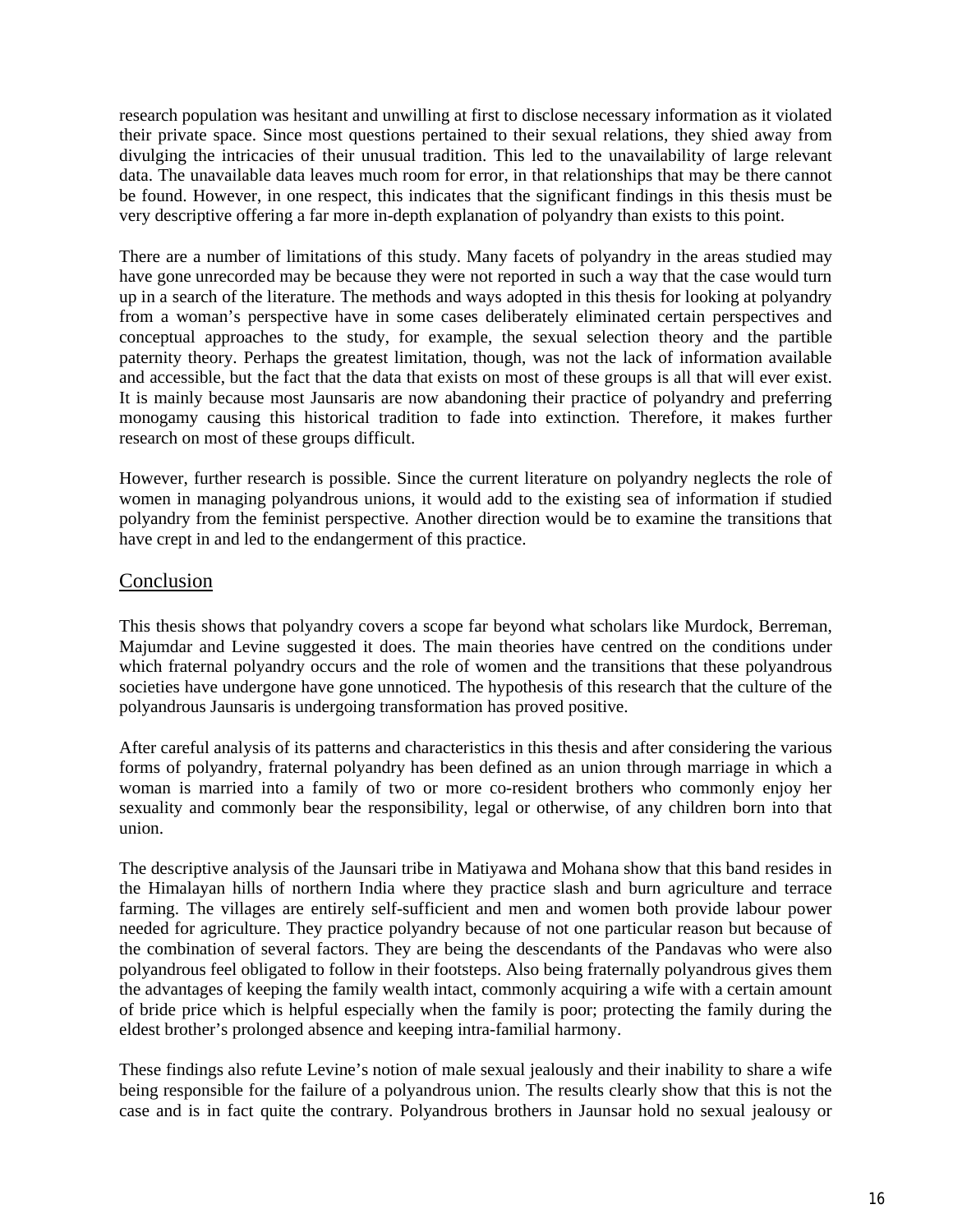research population was hesitant and unwilling at first to disclose necessary information as it violated their private space. Since most questions pertained to their sexual relations, they shied away from divulging the intricacies of their unusual tradition. This led to the unavailability of large relevant data. The unavailable data leaves much room for error, in that relationships that may be there cannot be found. However, in one respect, this indicates that the significant findings in this thesis must be very descriptive offering a far more in-depth explanation of polyandry than exists to this point.

There are a number of limitations of this study. Many facets of polyandry in the areas studied may have gone unrecorded may be because they were not reported in such a way that the case would turn up in a search of the literature. The methods and ways adopted in this thesis for looking at polyandry from a woman's perspective have in some cases deliberately eliminated certain perspectives and conceptual approaches to the study, for example, the sexual selection theory and the partible paternity theory. Perhaps the greatest limitation, though, was not the lack of information available and accessible, but the fact that the data that exists on most of these groups is all that will ever exist. It is mainly because most Jaunsaris are now abandoning their practice of polyandry and preferring monogamy causing this historical tradition to fade into extinction. Therefore, it makes further research on most of these groups difficult.

However, further research is possible. Since the current literature on polyandry neglects the role of women in managing polyandrous unions, it would add to the existing sea of information if studied polyandry from the feminist perspective. Another direction would be to examine the transitions that have crept in and led to the endangerment of this practice.

## Conclusion

This thesis shows that polyandry covers a scope far beyond what scholars like Murdock, Berreman, Majumdar and Levine suggested it does. The main theories have centred on the conditions under which fraternal polyandry occurs and the role of women and the transitions that these polyandrous societies have undergone have gone unnoticed. The hypothesis of this research that the culture of the polyandrous Jaunsaris is undergoing transformation has proved positive.

After careful analysis of its patterns and characteristics in this thesis and after considering the various forms of polyandry, fraternal polyandry has been defined as an union through marriage in which a woman is married into a family of two or more co-resident brothers who commonly enjoy her sexuality and commonly bear the responsibility, legal or otherwise, of any children born into that union.

The descriptive analysis of the Jaunsari tribe in Matiyawa and Mohana show that this band resides in the Himalayan hills of northern India where they practice slash and burn agriculture and terrace farming. The villages are entirely self-sufficient and men and women both provide labour power needed for agriculture. They practice polyandry because of not one particular reason but because of the combination of several factors. They are being the descendants of the Pandavas who were also polyandrous feel obligated to follow in their footsteps. Also being fraternally polyandrous gives them the advantages of keeping the family wealth intact, commonly acquiring a wife with a certain amount of bride price which is helpful especially when the family is poor; protecting the family during the eldest brother's prolonged absence and keeping intra-familial harmony.

These findings also refute Levine's notion of male sexual jealously and their inability to share a wife being responsible for the failure of a polyandrous union. The results clearly show that this is not the case and is in fact quite the contrary. Polyandrous brothers in Jaunsar hold no sexual jealousy or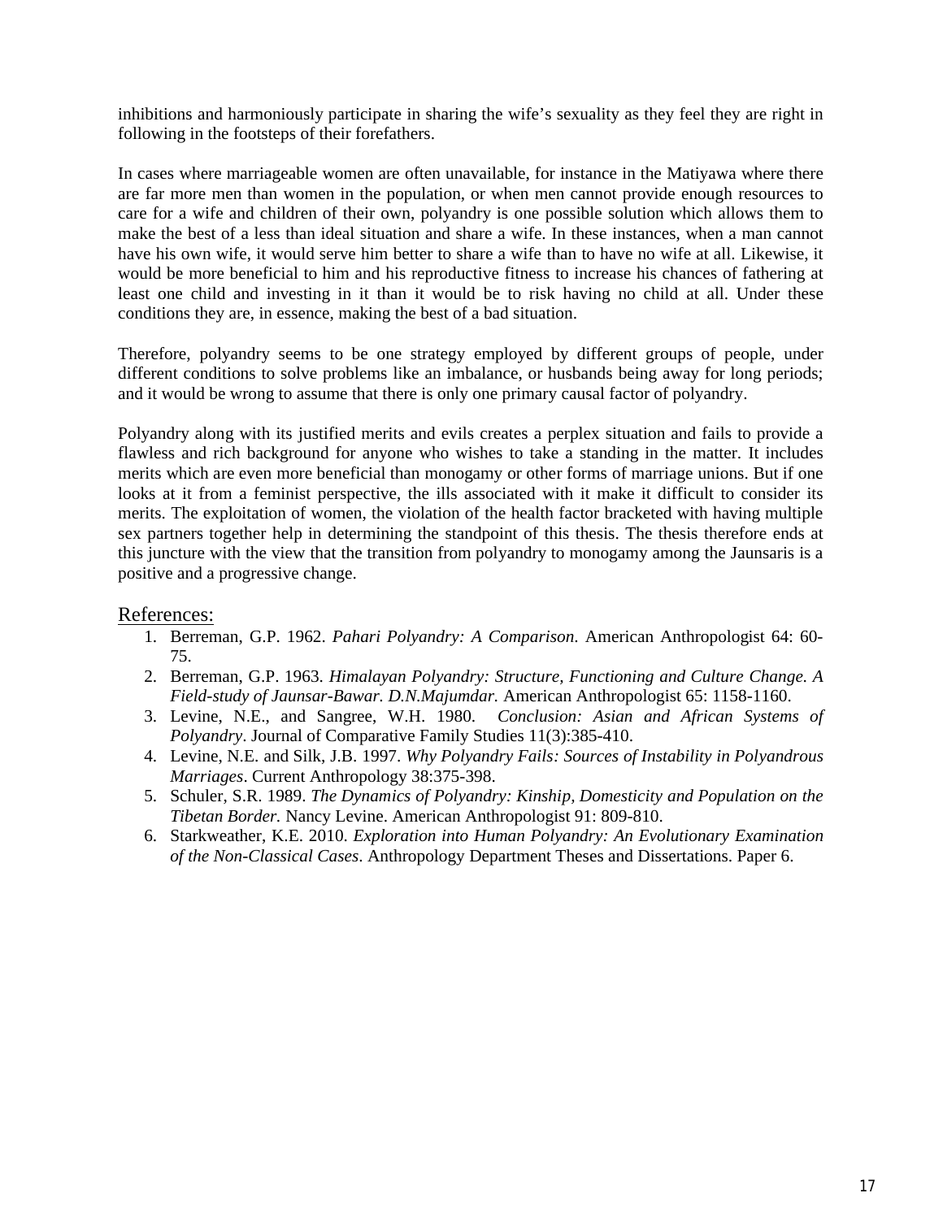inhibitions and harmoniously participate in sharing the wife's sexuality as they feel they are right in following in the footsteps of their forefathers.

In cases where marriageable women are often unavailable, for instance in the Matiyawa where there are far more men than women in the population, or when men cannot provide enough resources to care for a wife and children of their own, polyandry is one possible solution which allows them to make the best of a less than ideal situation and share a wife. In these instances, when a man cannot have his own wife, it would serve him better to share a wife than to have no wife at all. Likewise, it would be more beneficial to him and his reproductive fitness to increase his chances of fathering at least one child and investing in it than it would be to risk having no child at all. Under these conditions they are, in essence, making the best of a bad situation.

Therefore, polyandry seems to be one strategy employed by different groups of people, under different conditions to solve problems like an imbalance, or husbands being away for long periods; and it would be wrong to assume that there is only one primary causal factor of polyandry.

Polyandry along with its justified merits and evils creates a perplex situation and fails to provide a flawless and rich background for anyone who wishes to take a standing in the matter. It includes merits which are even more beneficial than monogamy or other forms of marriage unions. But if one looks at it from a feminist perspective, the ills associated with it make it difficult to consider its merits. The exploitation of women, the violation of the health factor bracketed with having multiple sex partners together help in determining the standpoint of this thesis. The thesis therefore ends at this juncture with the view that the transition from polyandry to monogamy among the Jaunsaris is a positive and a progressive change.

## References:

1. Berreman, G.P. 1962. *Pahari Polyandry: A Comparison*. American Anthropologist 64: 60-75.
2. Berreman, G.P. 1963. *Himalayan Polyandry: Structure, Functioning and Culture Change. A Field-study of Jaunsar-Bawar. D.N.Majumdar.* American Anthropologist 65: 1158-1160.
3. Levine, N.E., and Sangree, W.H. 1980. *Conclusion: Asian and African Systems of Polyandry*. Journal of Comparative Family Studies 11(3):385-410.
4. Levine, N.E. and Silk, J.B. 1997. *Why Polyandry Fails: Sources of Instability in Polyandrous Marriages*. Current Anthropology 38:375-398.
5. Schuler, S.R. 1989. *The Dynamics of Polyandry: Kinship, Domesticity and Population on the Tibetan Border.* Nancy Levine. American Anthropologist 91: 809-810.
6. Starkweather, K.E. 2010. *Exploration into Human Polyandry: An Evolutionary Examination of the Non-Classical Cases*. Anthropology Department Theses and Dissertations. Paper 6.